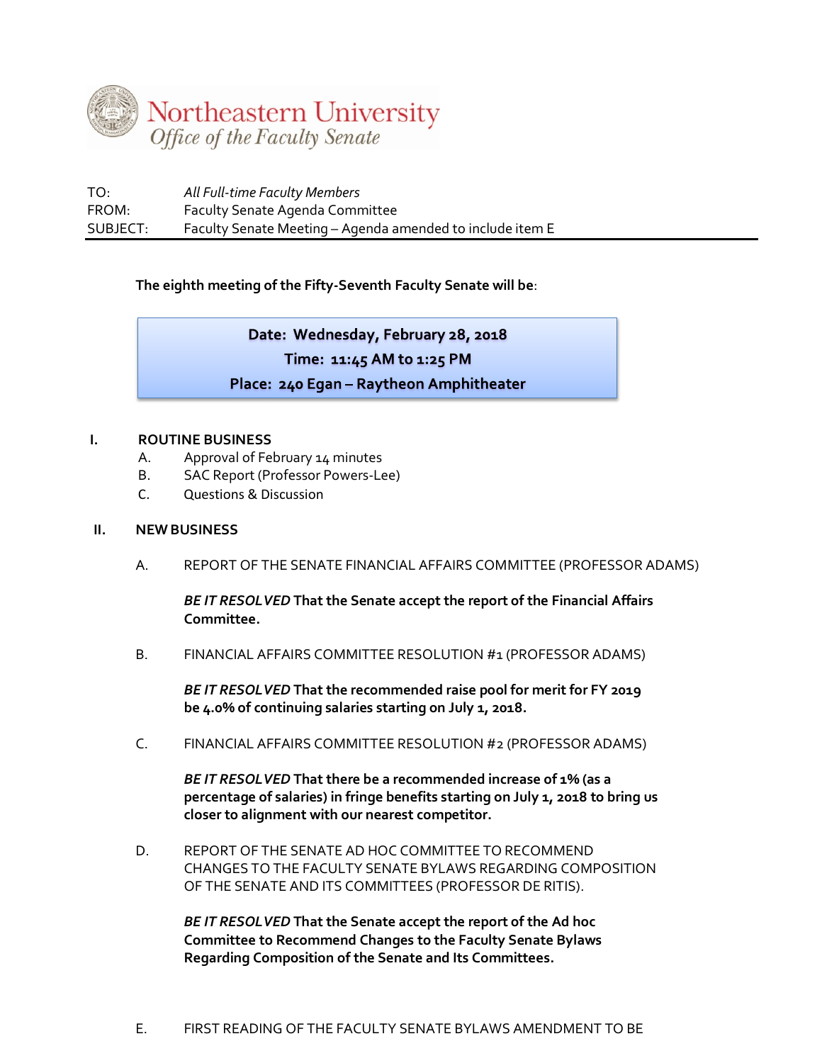# Northeastern University
*Office of the Faculty Senate*

| | |
|---|---|
| TO: | *All Full-time Faculty Members* |
| FROM: | Faculty Senate Agenda Committee |
| SUBJECT: | Faculty Senate Meeting – Agenda amended to include item E |

**The eighth meeting of the Fifty-Seventh Faculty Senate will be**:

**Date: Wednesday, February 28, 2018**
**Time: 11:45 AM to 1:25 PM**
**Place: 240 Egan – Raytheon Amphitheater**

**I. ROUTINE BUSINESS**

A. Approval of February 14 minutes
B. SAC Report (Professor Powers-Lee)
C. Questions & Discussion

**II. NEW BUSINESS**

A. REPORT OF THE SENATE FINANCIAL AFFAIRS COMMITTEE (PROFESSOR ADAMS)

***BE IT RESOLVED*** **That the Senate accept the report of the Financial Affairs Committee.**

B. FINANCIAL AFFAIRS COMMITTEE RESOLUTION #1 (PROFESSOR ADAMS)

***BE IT RESOLVED*** **That the recommended raise pool for merit for FY 2019 be 4.0% of continuing salaries starting on July 1, 2018.**

C. FINANCIAL AFFAIRS COMMITTEE RESOLUTION #2 (PROFESSOR ADAMS)

***BE IT RESOLVED*** **That there be a recommended increase of 1% (as a percentage of salaries) in fringe benefits starting on July 1, 2018 to bring us closer to alignment with our nearest competitor.**

D. REPORT OF THE SENATE AD HOC COMMITTEE TO RECOMMEND CHANGES TO THE FACULTY SENATE BYLAWS REGARDING COMPOSITION OF THE SENATE AND ITS COMMITTEES (PROFESSOR DE RITIS).

***BE IT RESOLVED*** **That the Senate accept the report of the Ad hoc Committee to Recommend Changes to the Faculty Senate Bylaws Regarding Composition of the Senate and Its Committees.**

E. FIRST READING OF THE FACULTY SENATE BYLAWS AMENDMENT TO BE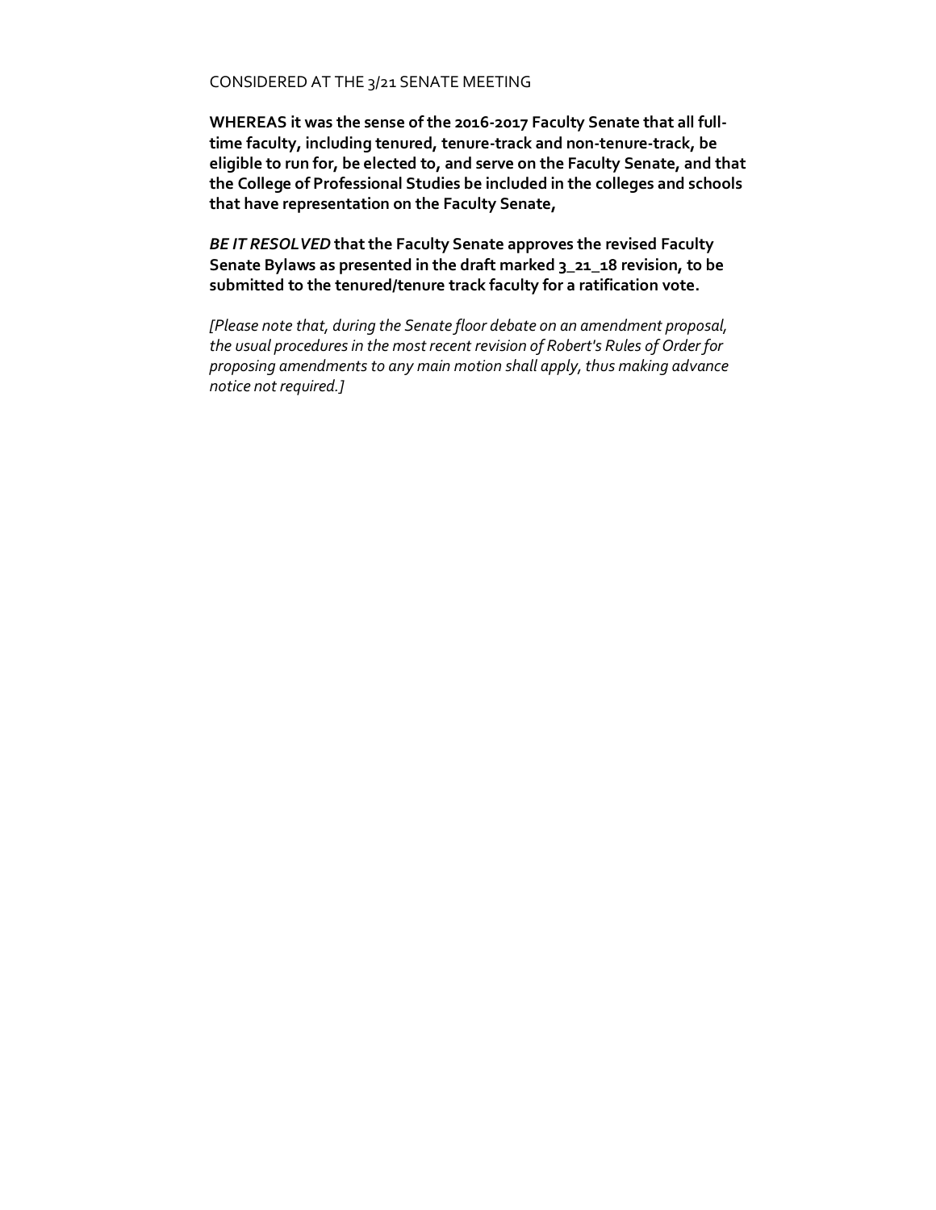CONSIDERED AT THE 3/21 SENATE MEETING

**WHEREAS it was the sense of the 2016-2017 Faculty Senate that all full-time faculty, including tenured, tenure-track and non-tenure-track, be eligible to run for, be elected to, and serve on the Faculty Senate, and that the College of Professional Studies be included in the colleges and schools that have representation on the Faculty Senate,**

***BE IT RESOLVED* that the Faculty Senate approves the revised Faculty Senate Bylaws as presented in the draft marked 3_21_18 revision, to be submitted to the tenured/tenure track faculty for a ratification vote.**

*[Please note that, during the Senate floor debate on an amendment proposal, the usual procedures in the most recent revision of Robert's Rules of Order for proposing amendments to any main motion shall apply, thus making advance notice not required.]*